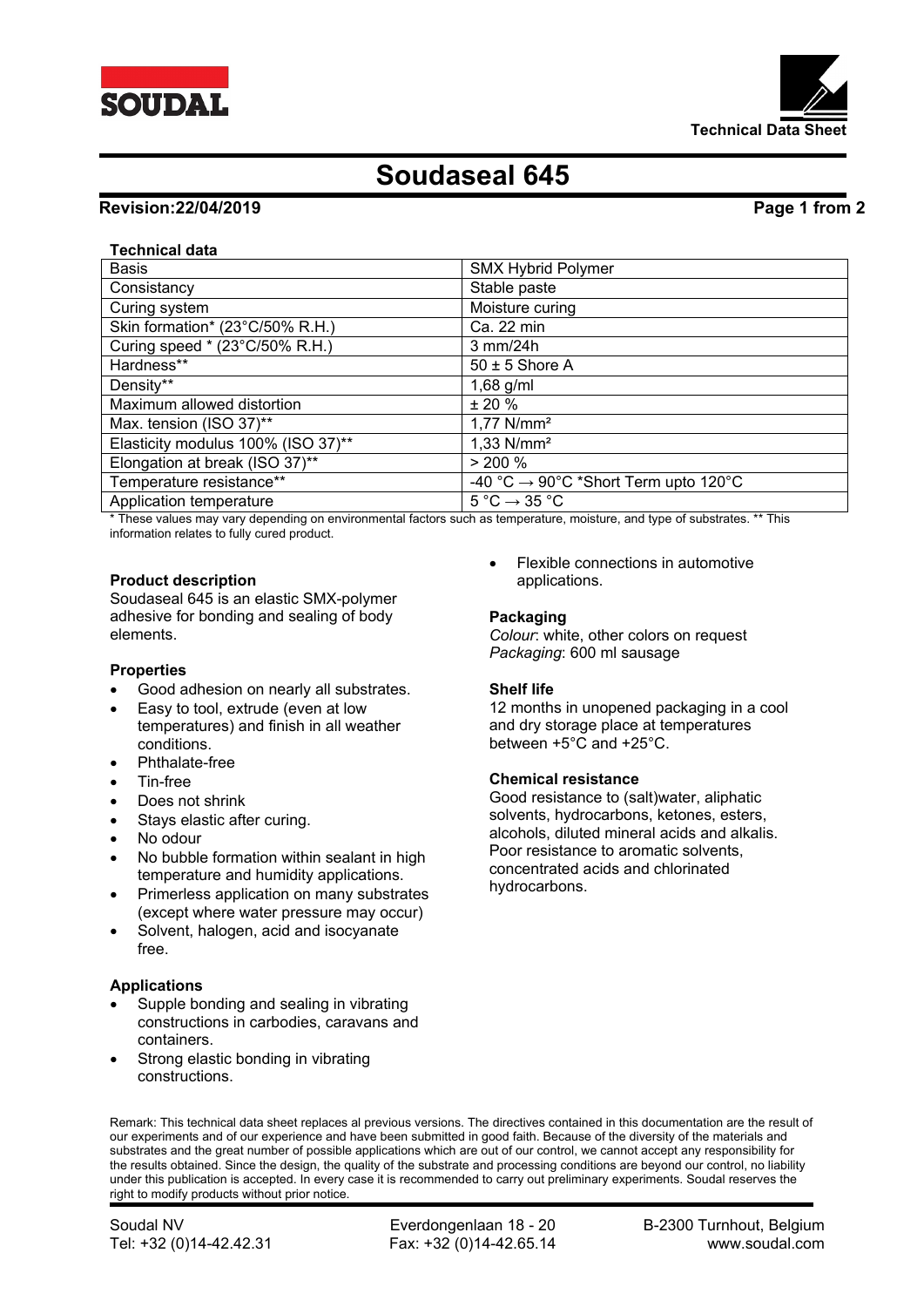# Soudaseal 645

**Revision:22/04/2019**

**Technical data**

| Basis | SMX Hybrid Polymer |
|---|---|
| Consistancy | Stable paste |
| Curing system | Moisture curing |
| Skin formation* (23°C/50% R.H.) | Ca. 22 min |
| Curing speed * (23°C/50% R.H.) | 3 mm/24h |
| Hardness** | 50 ± 5 Shore A |
| Density** | 1,68 g/ml |
| Maximum allowed distortion | ± 20 % |
| Max. tension (ISO 37)** | 1,77 N/mm² |
| Elasticity modulus 100% (ISO 37)** | 1,33 N/mm² |
| Elongation at break (ISO 37)** | > 200 % |
| Temperature resistance** | -40 °C → 90°C *Short Term upto 120°C |
| Application temperature | 5 °C → 35 °C |

* These values may vary depending on environmental factors such as temperature, moisture, and type of substrates. ** This information relates to fully cured product.

**Product description**

Soudaseal 645 is an elastic SMX-polymer adhesive for bonding and sealing of body elements.

**Properties**

- Good adhesion on nearly all substrates.
- Easy to tool, extrude (even at low temperatures) and finish in all weather conditions.
- Phthalate-free
- Tin-free
- Does not shrink
- Stays elastic after curing.
- No odour
- No bubble formation within sealant in high temperature and humidity applications.
- Primerless application on many substrates (except where water pressure may occur)
- Solvent, halogen, acid and isocyanate free.

**Applications**

- Supple bonding and sealing in vibrating constructions in carbodies, caravans and containers.
- Strong elastic bonding in vibrating constructions.
- Flexible connections in automotive applications.

**Packaging**

*Colour*: white, other colors on request
*Packaging*: 600 ml sausage

**Shelf life**

12 months in unopened packaging in a cool and dry storage place at temperatures between +5°C and +25°C.

**Chemical resistance**

Good resistance to (salt)water, aliphatic solvents, hydrocarbons, ketones, esters, alcohols, diluted mineral acids and alkalis. Poor resistance to aromatic solvents, concentrated acids and chlorinated hydrocarbons.

Remark: This technical data sheet replaces al previous versions. The directives contained in this documentation are the result of our experiments and of our experience and have been submitted in good faith. Because of the diversity of the materials and substrates and the great number of possible applications which are out of our control, we cannot accept any responsibility for the results obtained. Since the design, the quality of the substrate and processing conditions are beyond our control, no liability under this publication is accepted. In every case it is recommended to carry out preliminary experiments. Soudal reserves the right to modify products without prior notice.

Soudal NV | Everdongenlaan 18 - 20 | B-2300 Turnhout, Belgium
Tel: +32 (0)14-42.42.31 | Fax: +32 (0)14-42.65.14 | www.soudal.com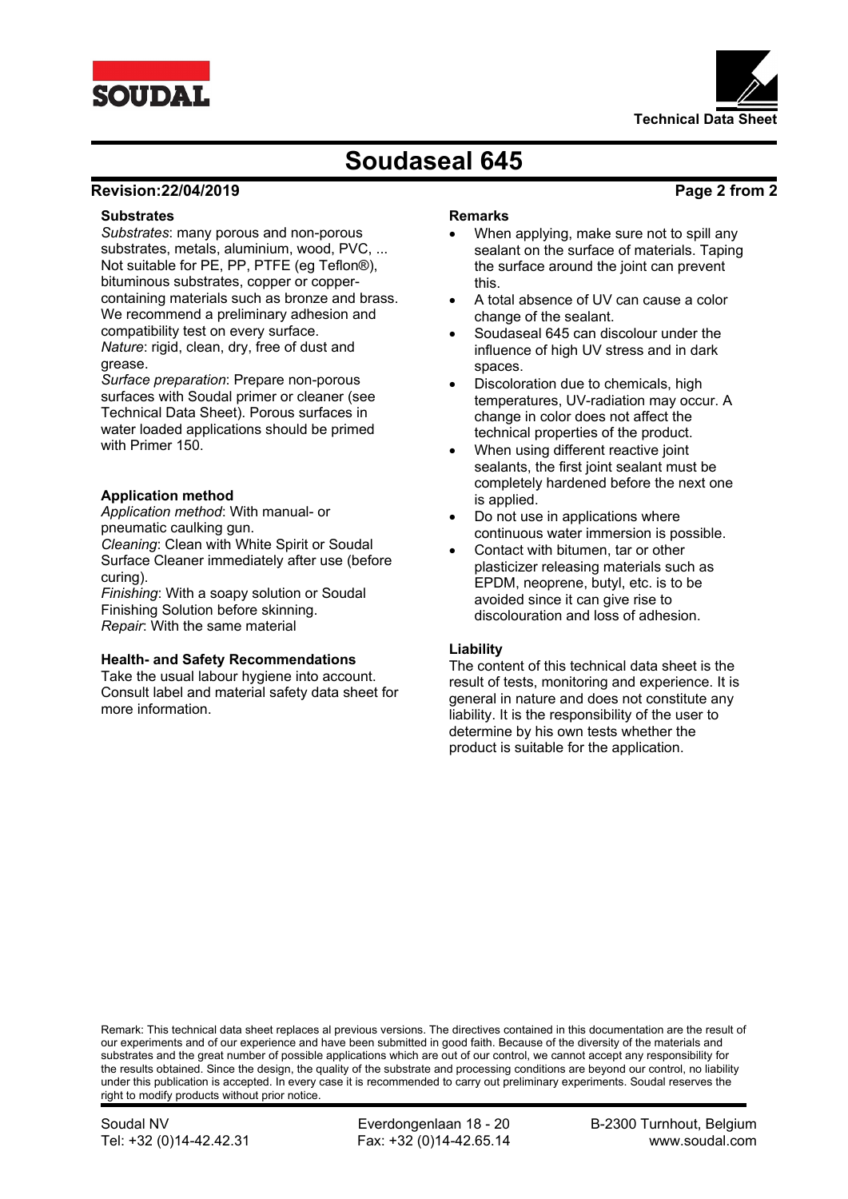# Soudaseal 645

**Revision:22/04/2019**

### Substrates

*Substrates*: many porous and non-porous substrates, metals, aluminium, wood, PVC, ... Not suitable for PE, PP, PTFE (eg Teflon®), bituminous substrates, copper or copper-containing materials such as bronze and brass. We recommend a preliminary adhesion and compatibility test on every surface.
*Nature*: rigid, clean, dry, free of dust and grease.
*Surface preparation*: Prepare non-porous surfaces with Soudal primer or cleaner (see Technical Data Sheet). Porous surfaces in water loaded applications should be primed with Primer 150.

### Application method

*Application method*: With manual- or pneumatic caulking gun.
*Cleaning*: Clean with White Spirit or Soudal Surface Cleaner immediately after use (before curing).
*Finishing*: With a soapy solution or Soudal Finishing Solution before skinning.
*Repair*: With the same material

### Health- and Safety Recommendations

Take the usual labour hygiene into account. Consult label and material safety data sheet for more information.

### Remarks

- When applying, make sure not to spill any sealant on the surface of materials. Taping the surface around the joint can prevent this.
- A total absence of UV can cause a color change of the sealant.
- Soudaseal 645 can discolour under the influence of high UV stress and in dark spaces.
- Discoloration due to chemicals, high temperatures, UV-radiation may occur. A change in color does not affect the technical properties of the product.
- When using different reactive joint sealants, the first joint sealant must be completely hardened before the next one is applied.
- Do not use in applications where continuous water immersion is possible.
- Contact with bitumen, tar or other plasticizer releasing materials such as EPDM, neoprene, butyl, etc. is to be avoided since it can give rise to discolouration and loss of adhesion.

### Liability

The content of this technical data sheet is the result of tests, monitoring and experience. It is general in nature and does not constitute any liability. It is the responsibility of the user to determine by his own tests whether the product is suitable for the application.

Remark: This technical data sheet replaces al previous versions. The directives contained in this documentation are the result of our experiments and of our experience and have been submitted in good faith. Because of the diversity of the materials and substrates and the great number of possible applications which are out of our control, we cannot accept any responsibility for the results obtained. Since the design, the quality of the substrate and processing conditions are beyond our control, no liability under this publication is accepted. In every case it is recommended to carry out preliminary experiments. Soudal reserves the right to modify products without prior notice.

Soudal NV
Tel: +32 (0)14-42.42.31
Everdongenlaan 18 - 20
Fax: +32 (0)14-42.65.14
B-2300 Turnhout, Belgium
www.soudal.com